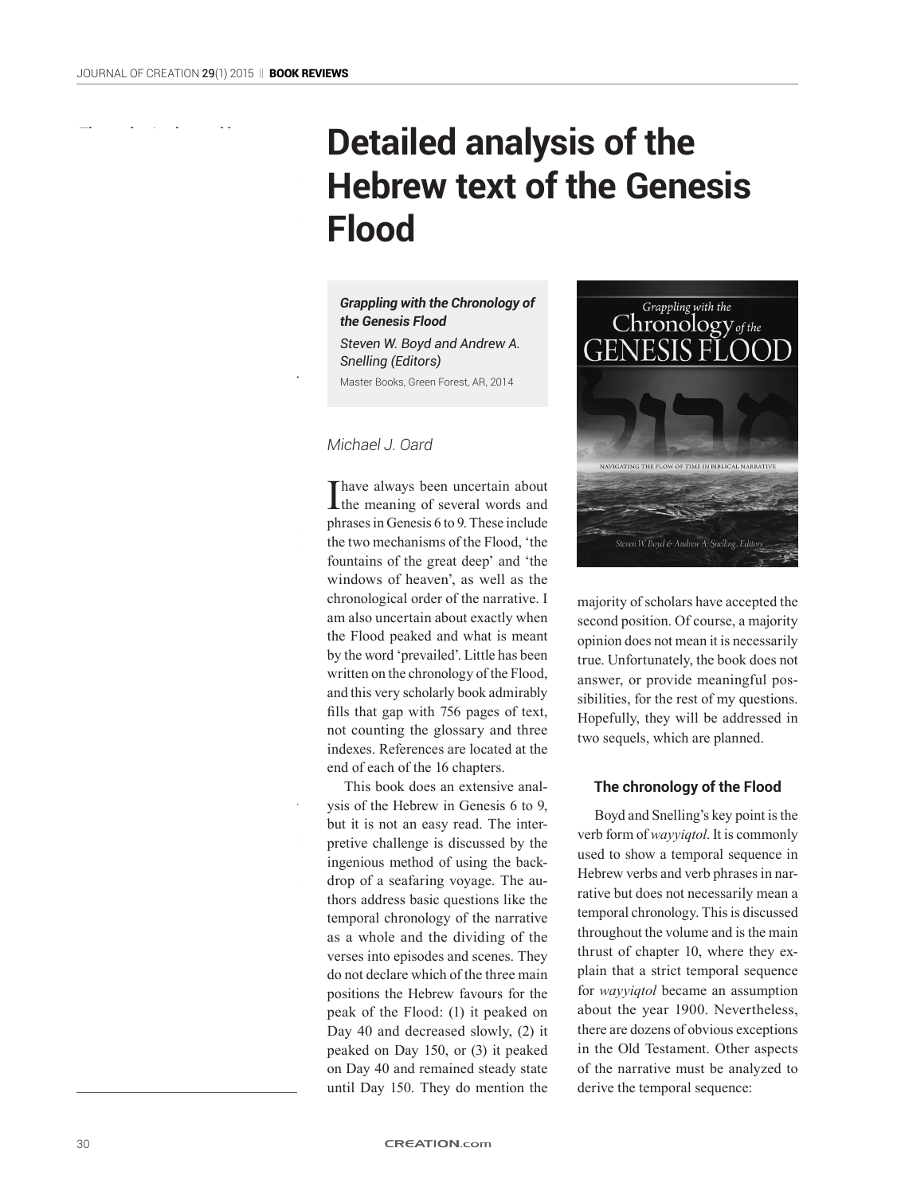# Detailed analysis of the Hebrew text of the Genesis Flood

***Grappling with the Chronology of the Genesis Flood***

*Steven W. Boyd and Andrew A. Snelling (Editors)*

Master Books, Green Forest, AR, 2014

*Michael J. Oard*

I have always been uncertain about the meaning of several words and phrases in Genesis 6 to 9. These include the two mechanisms of the Flood, 'the fountains of the great deep' and 'the windows of heaven', as well as the chronological order of the narrative. I am also uncertain about exactly when the Flood peaked and what is meant by the word 'prevailed'. Little has been written on the chronology of the Flood, and this very scholarly book admirably fills that gap with 756 pages of text, not counting the glossary and three indexes. References are located at the end of each of the 16 chapters.

This book does an extensive analysis of the Hebrew in Genesis 6 to 9, but it is not an easy read. The interpretive challenge is discussed by the ingenious method of using the backdrop of a seafaring voyage. The authors address basic questions like the temporal chronology of the narrative as a whole and the dividing of the verses into episodes and scenes. They do not declare which of the three main positions the Hebrew favours for the peak of the Flood: (1) it peaked on Day 40 and decreased slowly, (2) it peaked on Day 150, or (3) it peaked on Day 40 and remained steady state until Day 150. They do mention the majority of scholars have accepted the second position. Of course, a majority opinion does not mean it is necessarily true. Unfortunately, the book does not answer, or provide meaningful possibilities, for the rest of my questions. Hopefully, they will be addressed in two sequels, which are planned.

### The chronology of the Flood

Boyd and Snelling's key point is the verb form of *wayyiqtol*. It is commonly used to show a temporal sequence in Hebrew verbs and verb phrases in narrative but does not necessarily mean a temporal chronology. This is discussed throughout the volume and is the main thrust of chapter 10, where they explain that a strict temporal sequence for *wayyiqtol* became an assumption about the year 1900. Nevertheless, there are dozens of obvious exceptions in the Old Testament. Other aspects of the narrative must be analyzed to derive the temporal sequence: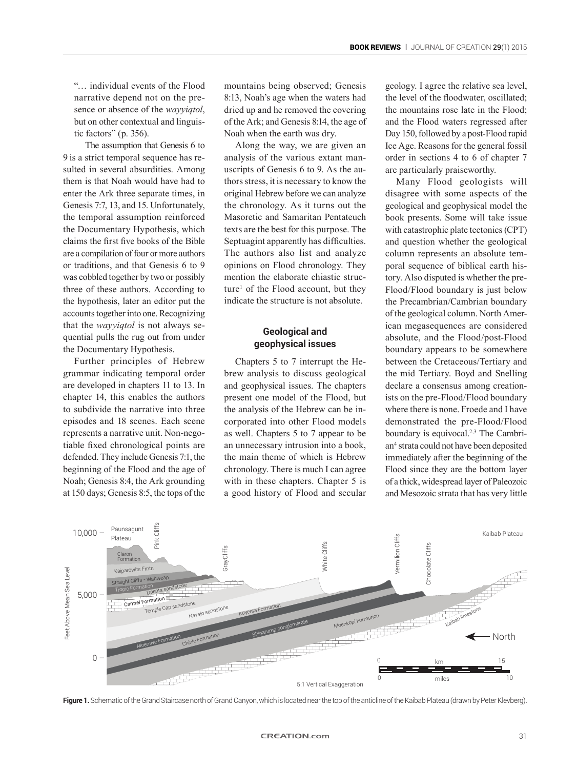"… individual events of the Flood narrative depend not on the presence or absence of the *wayyiqtol*, but on other contextual and linguistic factors" (p. 356).

The assumption that Genesis 6 to 9 is a strict temporal sequence has resulted in several absurdities. Among them is that Noah would have had to enter the Ark three separate times, in Genesis 7:7, 13, and 15. Unfortunately, the temporal assumption reinforced the Documentary Hypothesis, which claims the first five books of the Bible are a compilation of four or more authors or traditions, and that Genesis 6 to 9 was cobbled together by two or possibly three of these authors. According to the hypothesis, later an editor put the accounts together into one. Recognizing that the *wayyiqtol* is not always sequential pulls the rug out from under the Documentary Hypothesis.

Further principles of Hebrew grammar indicating temporal order are developed in chapters 11 to 13. In chapter 14, this enables the authors to subdivide the narrative into three episodes and 18 scenes. Each scene represents a narrative unit. Non-negotiable fixed chronological points are defended. They include Genesis 7:1, the beginning of the Flood and the age of Noah; Genesis 8:4, the Ark grounding at 150 days; Genesis 8:5, the tops of the mountains being observed; Genesis 8:13, Noah's age when the waters had dried up and he removed the covering of the Ark; and Genesis 8:14, the age of Noah when the earth was dry.

Along the way, we are given an analysis of the various extant manuscripts of Genesis 6 to 9. As the authors stress, it is necessary to know the original Hebrew before we can analyze the chronology. As it turns out the Masoretic and Samaritan Pentateuch texts are the best for this purpose. The Septuagint apparently has difficulties. The authors also list and analyze opinions on Flood chronology. They mention the elaborate chiastic structure[1] of the Flood account, but they indicate the structure is not absolute.

## Geological and geophysical issues

Chapters 5 to 7 interrupt the Hebrew analysis to discuss geological and geophysical issues. The chapters present one model of the Flood, but the analysis of the Hebrew can be incorporated into other Flood models as well. Chapters 5 to 7 appear to be an unnecessary intrusion into a book, the main theme of which is Hebrew chronology. There is much I can agree with in these chapters. Chapter 5 is a good history of Flood and secular geology. I agree the relative sea level, the level of the floodwater, oscillated; the mountains rose late in the Flood; and the Flood waters regressed after Day 150, followed by a post-Flood rapid Ice Age. Reasons for the general fossil order in sections 4 to 6 of chapter 7 are particularly praiseworthy.

Many Flood geologists will disagree with some aspects of the geological and geophysical model the book presents. Some will take issue with catastrophic plate tectonics (CPT) and question whether the geological column represents an absolute temporal sequence of biblical earth history. Also disputed is whether the pre-Flood/Flood boundary is just below the Precambrian/Cambrian boundary of the geological column. North American megasequences are considered absolute, and the Flood/post-Flood boundary appears to be somewhere between the Cretaceous/Tertiary and the mid Tertiary. Boyd and Snelling declare a consensus among creationists on the pre-Flood/Flood boundary where there is none. Froede and I have demonstrated the pre-Flood/Flood boundary is equivocal.[2,3] The Cambrian[4] strata could not have been deposited immediately after the beginning of the Flood since they are the bottom layer of a thick, widespread layer of Paleozoic and Mesozoic strata that has very little

**Figure 1.** Schematic of the Grand Staircase north of Grand Canyon, which is located near the top of the anticline of the Kaibab Plateau (drawn by Peter Klevberg).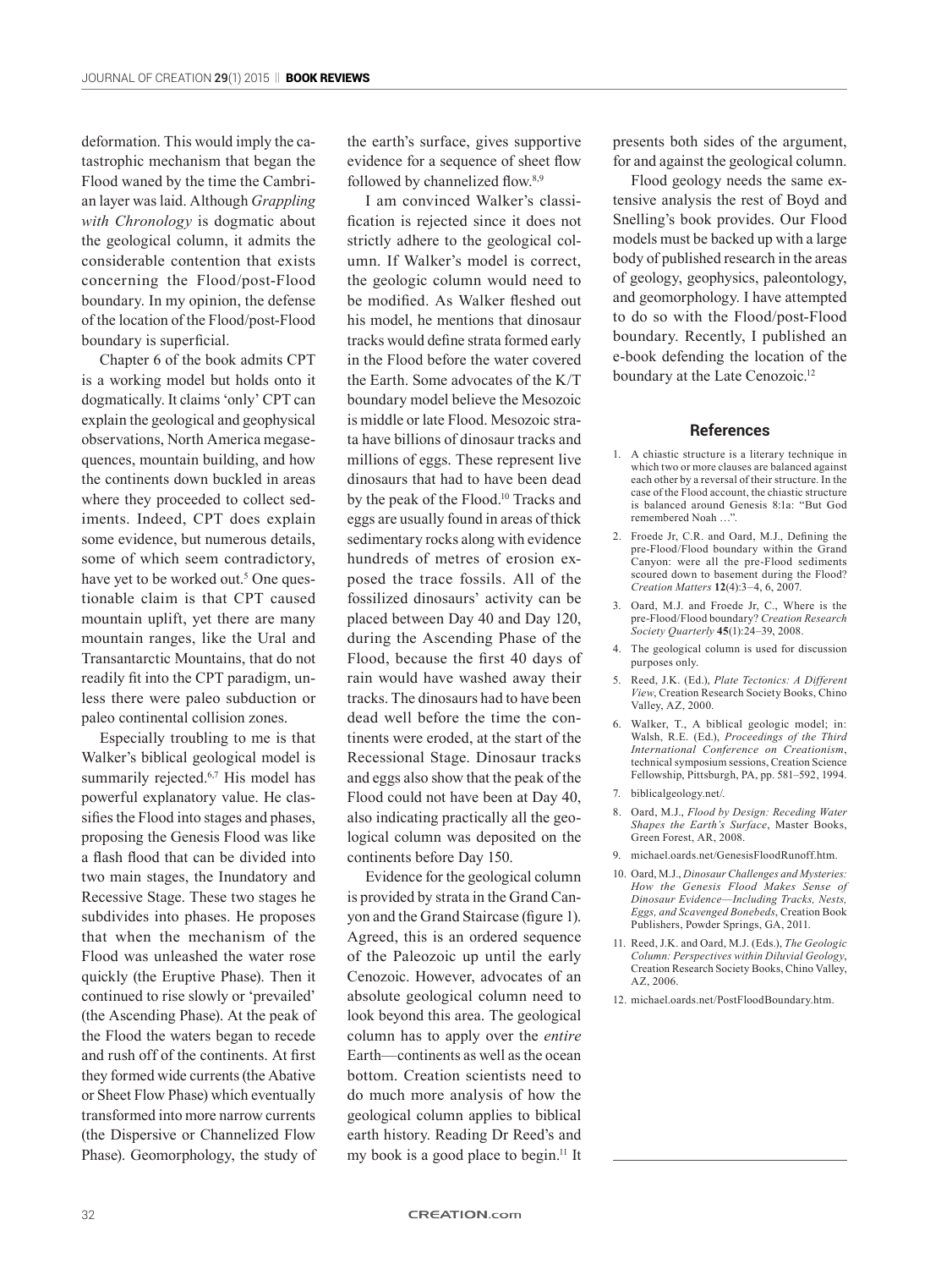deformation. This would imply the catastrophic mechanism that began the Flood waned by the time the Cambrian layer was laid. Although *Grappling with Chronology* is dogmatic about the geological column, it admits the considerable contention that exists concerning the Flood/post-Flood boundary. In my opinion, the defense of the location of the Flood/post-Flood boundary is superficial.

Chapter 6 of the book admits CPT is a working model but holds onto it dogmatically. It claims 'only' CPT can explain the geological and geophysical observations, North America megasequences, mountain building, and how the continents down buckled in areas where they proceeded to collect sediments. Indeed, CPT does explain some evidence, but numerous details, some of which seem contradictory, have yet to be worked out.[5] One questionable claim is that CPT caused mountain uplift, yet there are many mountain ranges, like the Ural and Transantarctic Mountains, that do not readily fit into the CPT paradigm, unless there were paleo subduction or paleo continental collision zones.

Especially troubling to me is that Walker's biblical geological model is summarily rejected.[6,7] His model has powerful explanatory value. He classifies the Flood into stages and phases, proposing the Genesis Flood was like a flash flood that can be divided into two main stages, the Inundatory and Recessive Stage. These two stages he subdivides into phases. He proposes that when the mechanism of the Flood was unleashed the water rose quickly (the Eruptive Phase). Then it continued to rise slowly or 'prevailed' (the Ascending Phase). At the peak of the Flood the waters began to recede and rush off of the continents. At first they formed wide currents (the Abative or Sheet Flow Phase) which eventually transformed into more narrow currents (the Dispersive or Channelized Flow Phase). Geomorphology, the study of the earth's surface, gives supportive evidence for a sequence of sheet flow followed by channelized flow.[8,9]

I am convinced Walker's classification is rejected since it does not strictly adhere to the geological column. If Walker's model is correct, the geologic column would need to be modified. As Walker fleshed out his model, he mentions that dinosaur tracks would define strata formed early in the Flood before the water covered the Earth. Some advocates of the K/T boundary model believe the Mesozoic is middle or late Flood. Mesozoic strata have billions of dinosaur tracks and millions of eggs. These represent live dinosaurs that had to have been dead by the peak of the Flood.[10] Tracks and eggs are usually found in areas of thick sedimentary rocks along with evidence hundreds of metres of erosion exposed the trace fossils. All of the fossilized dinosaurs' activity can be placed between Day 40 and Day 120, during the Ascending Phase of the Flood, because the first 40 days of rain would have washed away their tracks. The dinosaurs had to have been dead well before the time the continents were eroded, at the start of the Recessional Stage. Dinosaur tracks and eggs also show that the peak of the Flood could not have been at Day 40, also indicating practically all the geological column was deposited on the continents before Day 150.

Evidence for the geological column is provided by strata in the Grand Canyon and the Grand Staircase (figure 1). Agreed, this is an ordered sequence of the Paleozoic up until the early Cenozoic. However, advocates of an absolute geological column need to look beyond this area. The geological column has to apply over the *entire* Earth—continents as well as the ocean bottom. Creation scientists need to do much more analysis of how the geological column applies to biblical earth history. Reading Dr Reed's and my book is a good place to begin.[11] It presents both sides of the argument, for and against the geological column.

Flood geology needs the same extensive analysis the rest of Boyd and Snelling's book provides. Our Flood models must be backed up with a large body of published research in the areas of geology, geophysics, paleontology, and geomorphology. I have attempted to do so with the Flood/post-Flood boundary. Recently, I published an e-book defending the location of the boundary at the Late Cenozoic.[12]

## References

1. A chiastic structure is a literary technique in which two or more clauses are balanced against each other by a reversal of their structure. In the case of the Flood account, the chiastic structure is balanced around Genesis 8:1a: "But God remembered Noah …".
2. Froede Jr, C.R. and Oard, M.J., Defining the pre-Flood/Flood boundary within the Grand Canyon: were all the pre-Flood sediments scoured down to basement during the Flood? *Creation Matters* **12**(4):3–4, 6, 2007.
3. Oard, M.J. and Froede Jr, C., Where is the pre-Flood/Flood boundary? *Creation Research Society Quarterly* **45**(1):24–39, 2008.
4. The geological column is used for discussion purposes only.
5. Reed, J.K. (Ed.), *Plate Tectonics: A Different View*, Creation Research Society Books, Chino Valley, AZ, 2000.
6. Walker, T., A biblical geologic model; in: Walsh, R.E. (Ed.), *Proceedings of the Third International Conference on Creationism*, technical symposium sessions, Creation Science Fellowship, Pittsburgh, PA, pp. 581–592, 1994.
7. biblicalgeology.net/.
8. Oard, M.J., *Flood by Design: Receding Water Shapes the Earth's Surface*, Master Books, Green Forest, AR, 2008.
9. michael.oards.net/GenesisFloodRunoff.htm.
10. Oard, M.J., *Dinosaur Challenges and Mysteries: How the Genesis Flood Makes Sense of Dinosaur Evidence—Including Tracks, Nests, Eggs, and Scavenged Bonebeds*, Creation Book Publishers, Powder Springs, GA, 2011.
11. Reed, J.K. and Oard, M.J. (Eds.), *The Geologic Column: Perspectives within Diluvial Geology*, Creation Research Society Books, Chino Valley, AZ, 2006.
12. michael.oards.net/PostFloodBoundary.htm.